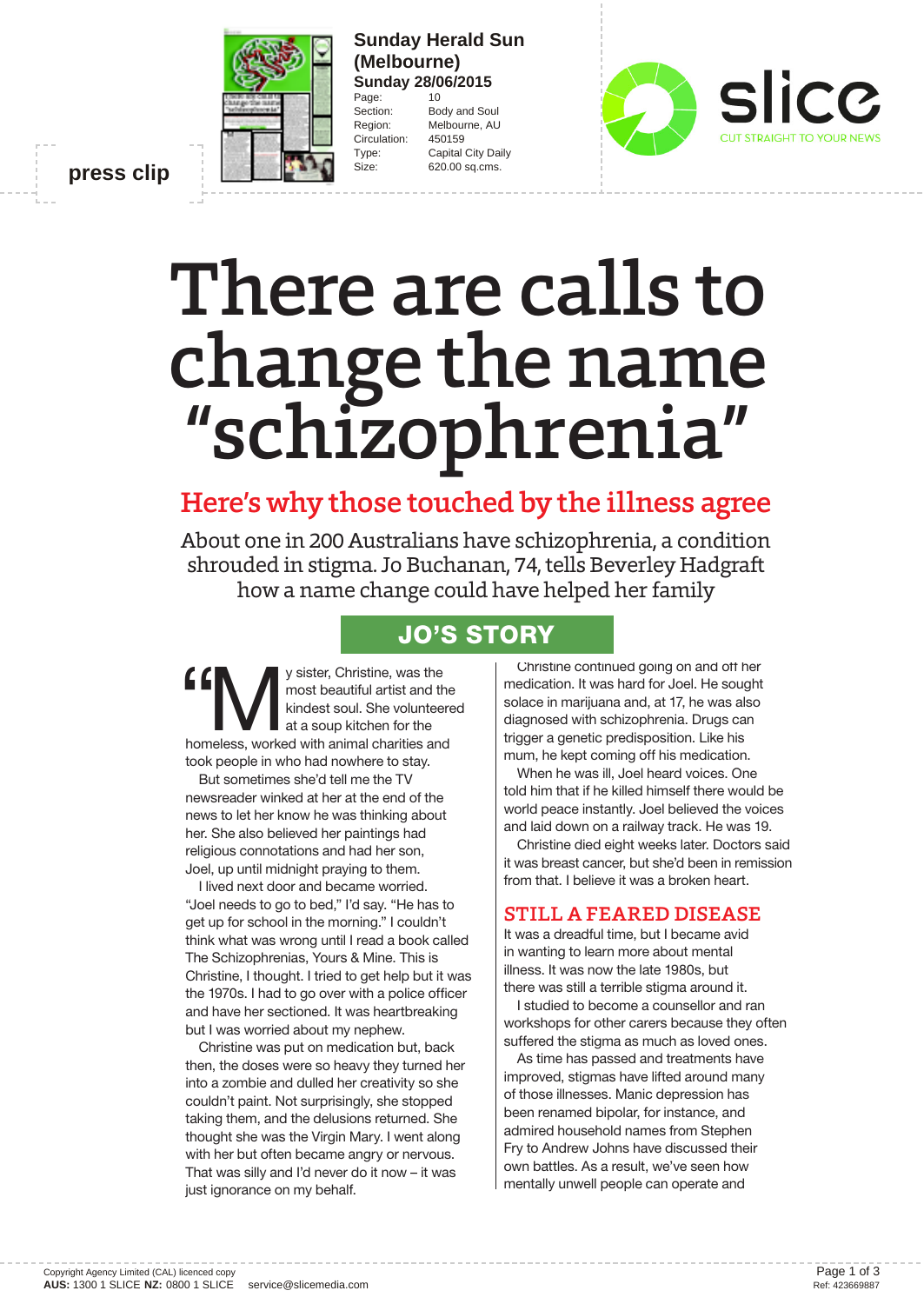**press clip**

**Sunday Herald Sun (Melbourne)**
**Sunday 28/06/2015**

| | |
|---|---|
| Page: | 10 |
| Section: | Body and Soul |
| Region: | Melbourne, AU |
| Circulation: | 450159 |
| Type: | Capital City Daily |
| Size: | 620.00 sq.cms. |

slice
CUT STRAIGHT TO YOUR NEWS

# There are calls to change the name "schizophrenia"

## Here's why those touched by the illness agree

About one in 200 Australians have schizophrenia, a condition shrouded in stigma. Jo Buchanan, 74, tells Beverley Hadgraft how a name change could have helped her family

## JO'S STORY

"My sister, Christine, was the most beautiful artist and the kindest soul. She volunteered at a soup kitchen for the homeless, worked with animal charities and took people in who had nowhere to stay.

But sometimes she'd tell me the TV newsreader winked at her at the end of the news to let her know he was thinking about her. She also believed her paintings had religious connotations and had her son, Joel, up until midnight praying to them.

I lived next door and became worried. "Joel needs to go to bed," I'd say. "He has to get up for school in the morning." I couldn't think what was wrong until I read a book called The Schizophrenias, Yours & Mine. This is Christine, I thought. I tried to get help but it was the 1970s. I had to go over with a police officer and have her sectioned. It was heartbreaking but I was worried about my nephew.

Christine was put on medication but, back then, the doses were so heavy they turned her into a zombie and dulled her creativity so she couldn't paint. Not surprisingly, she stopped taking them, and the delusions returned. She thought she was the Virgin Mary. I went along with her but often became angry or nervous. That was silly and I'd never do it now – it was just ignorance on my behalf.

Christine continued going on and off her medication. It was hard for Joel. He sought solace in marijuana and, at 17, he was also diagnosed with schizophrenia. Drugs can trigger a genetic predisposition. Like his mum, he kept coming off his medication.

When he was ill, Joel heard voices. One told him that if he killed himself there would be world peace instantly. Joel believed the voices and laid down on a railway track. He was 19.

Christine died eight weeks later. Doctors said it was breast cancer, but she'd been in remission from that. I believe it was a broken heart.

### STILL A FEARED DISEASE

It was a dreadful time, but I became avid in wanting to learn more about mental illness. It was now the late 1980s, but there was still a terrible stigma around it.

I studied to become a counsellor and ran workshops for other carers because they often suffered the stigma as much as loved ones.

As time has passed and treatments have improved, stigmas have lifted around many of those illnesses. Manic depression has been renamed bipolar, for instance, and admired household names from Stephen Fry to Andrew Johns have discussed their own battles. As a result, we've seen how mentally unwell people can operate and

Copyright Agency Limited (CAL) licenced copy
**AUS:** 1300 1 SLICE **NZ:** 0800 1 SLICE service@slicemedia.com

Ref: 423669887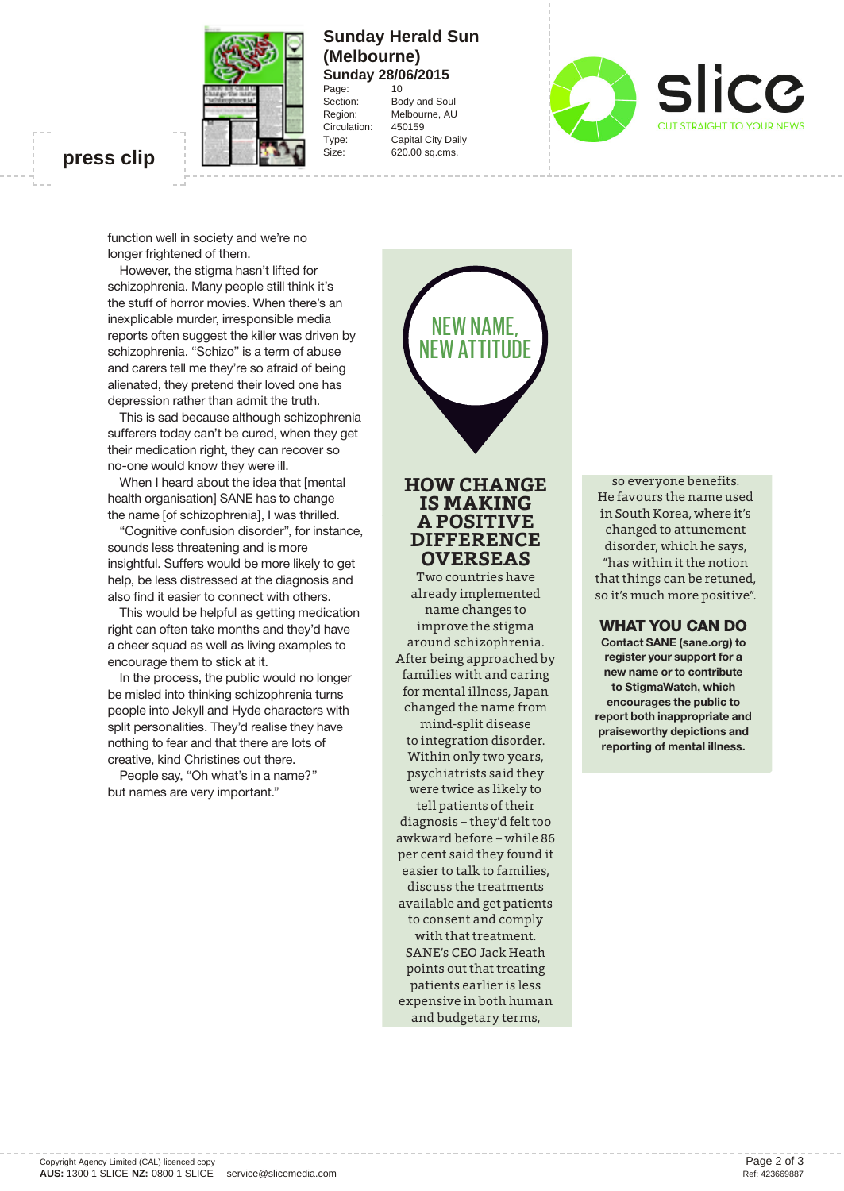**Sunday Herald Sun (Melbourne)**
**Sunday 28/06/2015**

Page: 10
Section: Body and Soul
Region: Melbourne, AU
Circulation: 450159
Type: Capital City Daily
Size: 620.00 sq.cms.

press clip

function well in society and we're no longer frightened of them.

However, the stigma hasn't lifted for schizophrenia. Many people still think it's the stuff of horror movies. When there's an inexplicable murder, irresponsible media reports often suggest the killer was driven by schizophrenia. "Schizo" is a term of abuse and carers tell me they're so afraid of being alienated, they pretend their loved one has depression rather than admit the truth.

This is sad because although schizophrenia sufferers today can't be cured, when they get their medication right, they can recover so no-one would know they were ill.

When I heard about the idea that [mental health organisation] SANE has to change the name [of schizophrenia], I was thrilled.

"Cognitive confusion disorder", for instance, sounds less threatening and is more insightful. Suffers would be more likely to get help, be less distressed at the diagnosis and also find it easier to connect with others.

This would be helpful as getting medication right can often take months and they'd have a cheer squad as well as living examples to encourage them to stick at it.

In the process, the public would no longer be misled into thinking schizophrenia turns people into Jekyll and Hyde characters with split personalities. They'd realise they have nothing to fear and that there are lots of creative, kind Christines out there.

People say, "Oh what's in a name?" but names are very important."

## NEW NAME, NEW ATTITUDE

### HOW CHANGE IS MAKING A POSITIVE DIFFERENCE OVERSEAS

Two countries have already implemented name changes to improve the stigma around schizophrenia. After being approached by families with and caring for mental illness, Japan changed the name from mind-split disease to integration disorder. Within only two years, psychiatrists said they were twice as likely to tell patients of their diagnosis – they'd felt too awkward before – while 86 per cent said they found it easier to talk to families, discuss the treatments available and get patients to consent and comply with that treatment. SANE's CEO Jack Heath points out that treating patients earlier is less expensive in both human and budgetary terms, so everyone benefits. He favours the name used in South Korea, where it's changed to attunement disorder, which he says, "has within it the notion that things can be retuned, so it's much more positive".

### WHAT YOU CAN DO

**Contact SANE (sane.org) to register your support for a new name or to contribute to StigmaWatch, which encourages the public to report both inappropriate and praiseworthy depictions and reporting of mental illness.**

Copyright Agency Limited (CAL) licenced copy
**AUS:** 1300 1 SLICE **NZ:** 0800 1 SLICE service@slicemedia.com
Ref: 423669887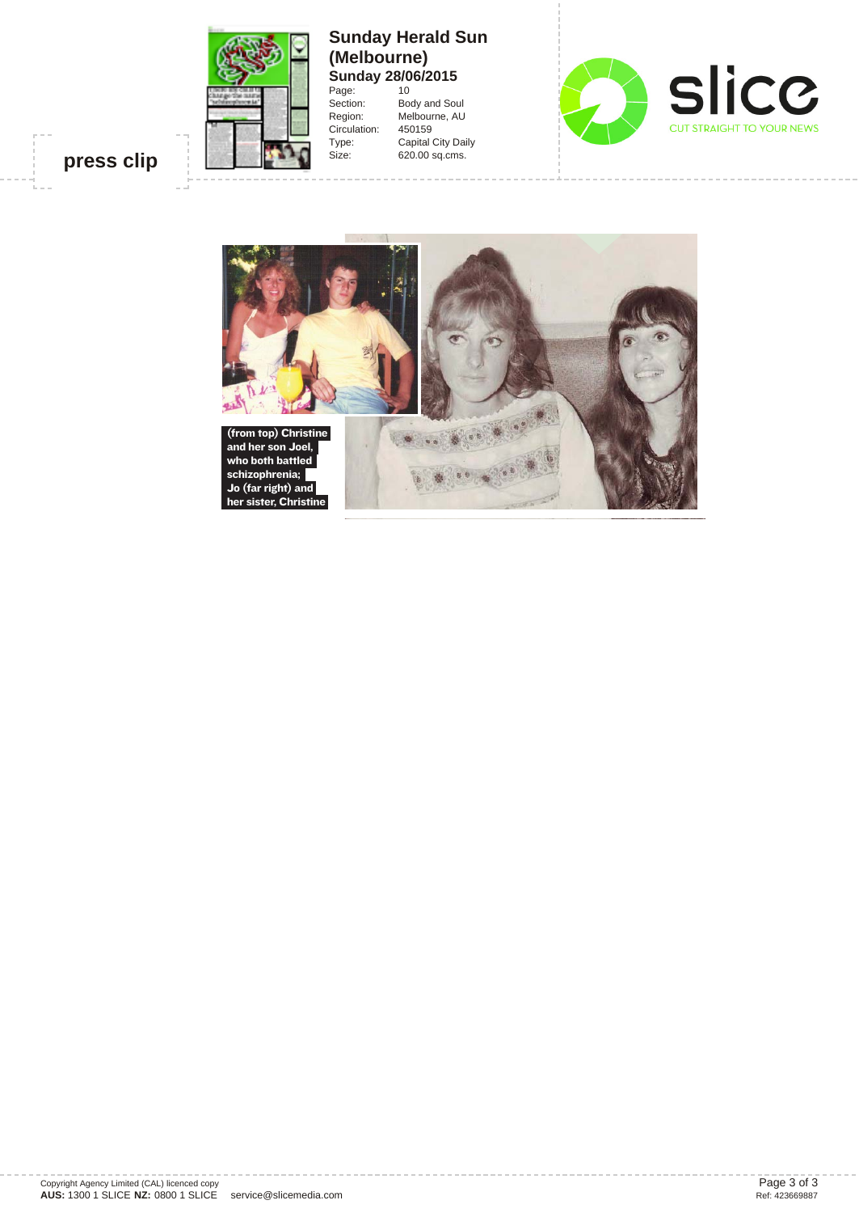press clip

**Sunday Herald Sun (Melbourne)**
**Sunday 28/06/2015**

| | |
|---|---|
| Page: | 10 |
| Section: | Body and Soul |
| Region: | Melbourne, AU |
| Circulation: | 450159 |
| Type: | Capital City Daily |
| Size: | 620.00 sq.cms. |

**(from top) Christine and her son Joel, who both battled schizophrenia; Jo (far right) and her sister, Christine**

Copyright Agency Limited (CAL) licenced copy
**AUS:** 1300 1 SLICE **NZ:** 0800 1 SLICE service@slicemedia.com

Ref: 423669887